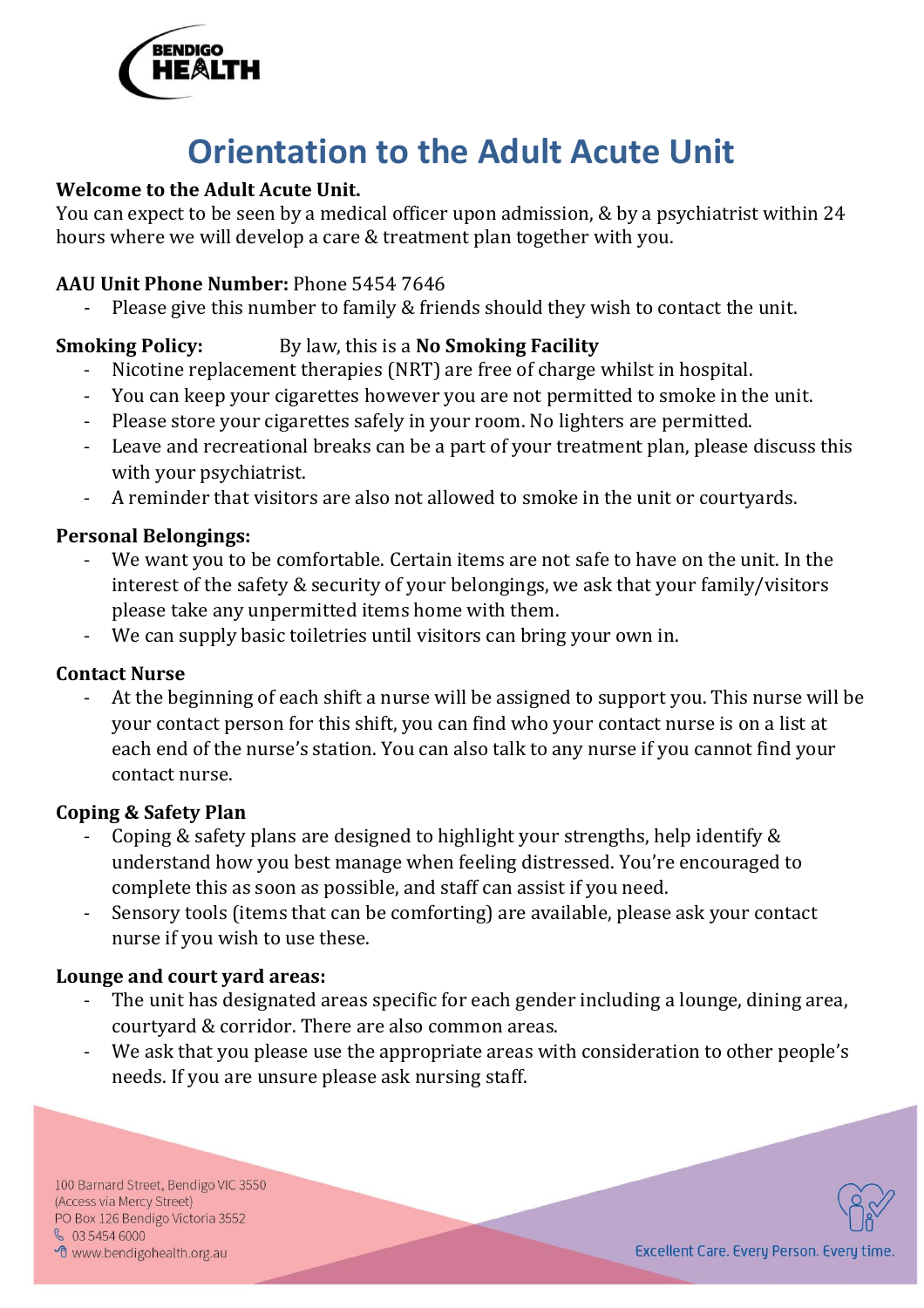# Orientation to the Adult Acute Unit

**Welcome to the Adult Acute Unit.**

You can expect to be seen by a medical officer upon admission, & by a psychiatrist within 24 hours where we will develop a care & treatment plan together with you.

**AAU Unit Phone Number:** Phone 5454 7646

- Please give this number to family & friends should they wish to contact the unit.

**Smoking Policy:** By law, this is a **No Smoking Facility**

- Nicotine replacement therapies (NRT) are free of charge whilst in hospital.
- You can keep your cigarettes however you are not permitted to smoke in the unit.
- Please store your cigarettes safely in your room. No lighters are permitted.
- Leave and recreational breaks can be a part of your treatment plan, please discuss this with your psychiatrist.
- A reminder that visitors are also not allowed to smoke in the unit or courtyards.

**Personal Belongings:**

- We want you to be comfortable. Certain items are not safe to have on the unit. In the interest of the safety & security of your belongings, we ask that your family/visitors please take any unpermitted items home with them.
- We can supply basic toiletries until visitors can bring your own in.

**Contact Nurse**

- At the beginning of each shift a nurse will be assigned to support you. This nurse will be your contact person for this shift, you can find who your contact nurse is on a list at each end of the nurse's station. You can also talk to any nurse if you cannot find your contact nurse.

**Coping & Safety Plan**

- Coping & safety plans are designed to highlight your strengths, help identify & understand how you best manage when feeling distressed. You're encouraged to complete this as soon as possible, and staff can assist if you need.
- Sensory tools (items that can be comforting) are available, please ask your contact nurse if you wish to use these.

**Lounge and court yard areas:**

- The unit has designated areas specific for each gender including a lounge, dining area, courtyard & corridor. There are also common areas.
- We ask that you please use the appropriate areas with consideration to other people's needs. If you are unsure please ask nursing staff.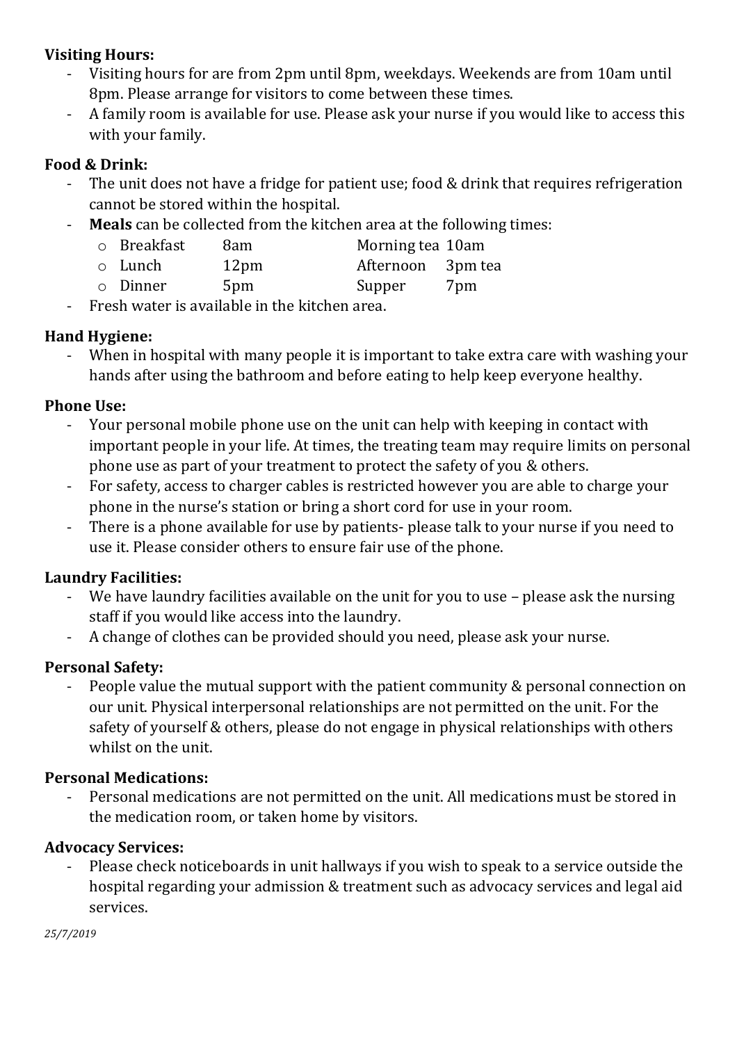**Visiting Hours:**

- Visiting hours for are from 2pm until 8pm, weekdays. Weekends are from 10am until 8pm. Please arrange for visitors to come between these times.
- A family room is available for use. Please ask your nurse if you would like to access this with your family.

**Food & Drink:**

- The unit does not have a fridge for patient use; food & drink that requires refrigeration cannot be stored within the hospital.
- **Meals** can be collected from the kitchen area at the following times:

| | | | |
|---|---|---|---|
| Breakfast | 8am | Morning tea | 10am |
| Lunch | 12pm | Afternoon | 3pm tea |
| Dinner | 5pm | Supper | 7pm |

- Fresh water is available in the kitchen area.

**Hand Hygiene:**

- When in hospital with many people it is important to take extra care with washing your hands after using the bathroom and before eating to help keep everyone healthy.

**Phone Use:**

- Your personal mobile phone use on the unit can help with keeping in contact with important people in your life. At times, the treating team may require limits on personal phone use as part of your treatment to protect the safety of you & others.
- For safety, access to charger cables is restricted however you are able to charge your phone in the nurse's station or bring a short cord for use in your room.
- There is a phone available for use by patients- please talk to your nurse if you need to use it. Please consider others to ensure fair use of the phone.

**Laundry Facilities:**

- We have laundry facilities available on the unit for you to use – please ask the nursing staff if you would like access into the laundry.
- A change of clothes can be provided should you need, please ask your nurse.

**Personal Safety:**

- People value the mutual support with the patient community & personal connection on our unit. Physical interpersonal relationships are not permitted on the unit. For the safety of yourself & others, please do not engage in physical relationships with others whilst on the unit.

**Personal Medications:**

- Personal medications are not permitted on the unit. All medications must be stored in the medication room, or taken home by visitors.

**Advocacy Services:**

- Please check noticeboards in unit hallways if you wish to speak to a service outside the hospital regarding your admission & treatment such as advocacy services and legal aid services.

*25/7/2019*